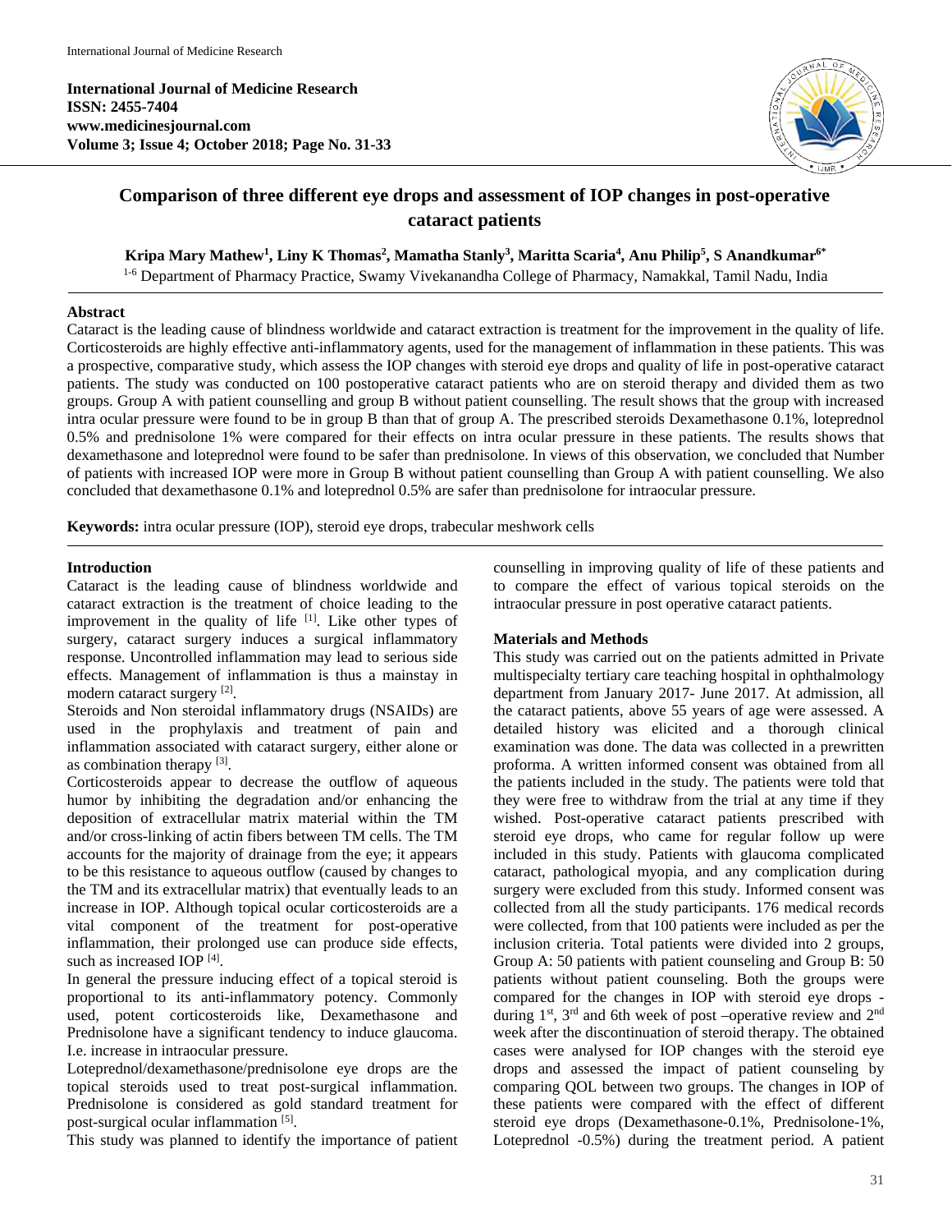# Comparison of three different eye drops and assessment of IOP changes in post-operative cataract patients

**Kripa Mary Mathew[1], Liny K Thomas[2], Mamatha Stanly[3], Maritta Scaria[4], Anu Philip[5], S Anandkumar[6*]**

[1-6] Department of Pharmacy Practice, Swamy Vivekanandha College of Pharmacy, Namakkal, Tamil Nadu, India

## Abstract

Cataract is the leading cause of blindness worldwide and cataract extraction is treatment for the improvement in the quality of life. Corticosteroids are highly effective anti-inflammatory agents, used for the management of inflammation in these patients. This was a prospective, comparative study, which assess the IOP changes with steroid eye drops and quality of life in post-operative cataract patients. The study was conducted on 100 postoperative cataract patients who are on steroid therapy and divided them as two groups. Group A with patient counselling and group B without patient counselling. The result shows that the group with increased intra ocular pressure were found to be in group B than that of group A. The prescribed steroids Dexamethasone 0.1%, loteprednol 0.5% and prednisolone 1% were compared for their effects on intra ocular pressure in these patients. The results shows that dexamethasone and loteprednol were found to be safer than prednisolone. In views of this observation, we concluded that Number of patients with increased IOP were more in Group B without patient counselling than Group A with patient counselling. We also concluded that dexamethasone 0.1% and loteprednol 0.5% are safer than prednisolone for intraocular pressure.

**Keywords:** intra ocular pressure (IOP), steroid eye drops, trabecular meshwork cells

## Introduction

Cataract is the leading cause of blindness worldwide and cataract extraction is the treatment of choice leading to the improvement in the quality of life [1]. Like other types of surgery, cataract surgery induces a surgical inflammatory response. Uncontrolled inflammation may lead to serious side effects. Management of inflammation is thus a mainstay in modern cataract surgery [2].

Steroids and Non steroidal inflammatory drugs (NSAIDs) are used in the prophylaxis and treatment of pain and inflammation associated with cataract surgery, either alone or as combination therapy [3].

Corticosteroids appear to decrease the outflow of aqueous humor by inhibiting the degradation and/or enhancing the deposition of extracellular matrix material within the TM and/or cross-linking of actin fibers between TM cells. The TM accounts for the majority of drainage from the eye; it appears to be this resistance to aqueous outflow (caused by changes to the TM and its extracellular matrix) that eventually leads to an increase in IOP. Although topical ocular corticosteroids are a vital component of the treatment for post-operative inflammation, their prolonged use can produce side effects, such as increased IOP [4].

In general the pressure inducing effect of a topical steroid is proportional to its anti-inflammatory potency. Commonly used, potent corticosteroids like, Dexamethasone and Prednisolone have a significant tendency to induce glaucoma. I.e. increase in intraocular pressure.

Loteprednol/dexamethasone/prednisolone eye drops are the topical steroids used to treat post-surgical inflammation. Prednisolone is considered as gold standard treatment for post-surgical ocular inflammation [5].

This study was planned to identify the importance of patient counselling in improving quality of life of these patients and to compare the effect of various topical steroids on the intraocular pressure in post operative cataract patients.

## Materials and Methods

This study was carried out on the patients admitted in Private multispecialty tertiary care teaching hospital in ophthalmology department from January 2017- June 2017. At admission, all the cataract patients, above 55 years of age were assessed. A detailed history was elicited and a thorough clinical examination was done. The data was collected in a prewritten proforma. A written informed consent was obtained from all the patients included in the study. The patients were told that they were free to withdraw from the trial at any time if they wished. Post-operative cataract patients prescribed with steroid eye drops, who came for regular follow up were included in this study. Patients with glaucoma complicated cataract, pathological myopia, and any complication during surgery were excluded from this study. Informed consent was collected from all the study participants. 176 medical records were collected, from that 100 patients were included as per the inclusion criteria. Total patients were divided into 2 groups, Group A: 50 patients with patient counseling and Group B: 50 patients without patient counseling. Both the groups were compared for the changes in IOP with steroid eye drops - during 1st, 3rd and 6th week of post –operative review and 2nd week after the discontinuation of steroid therapy. The obtained cases were analysed for IOP changes with the steroid eye drops and assessed the impact of patient counseling by comparing QOL between two groups. The changes in IOP of these patients were compared with the effect of different steroid eye drops (Dexamethasone-0.1%, Prednisolone-1%, Loteprednol -0.5%) during the treatment period. A patient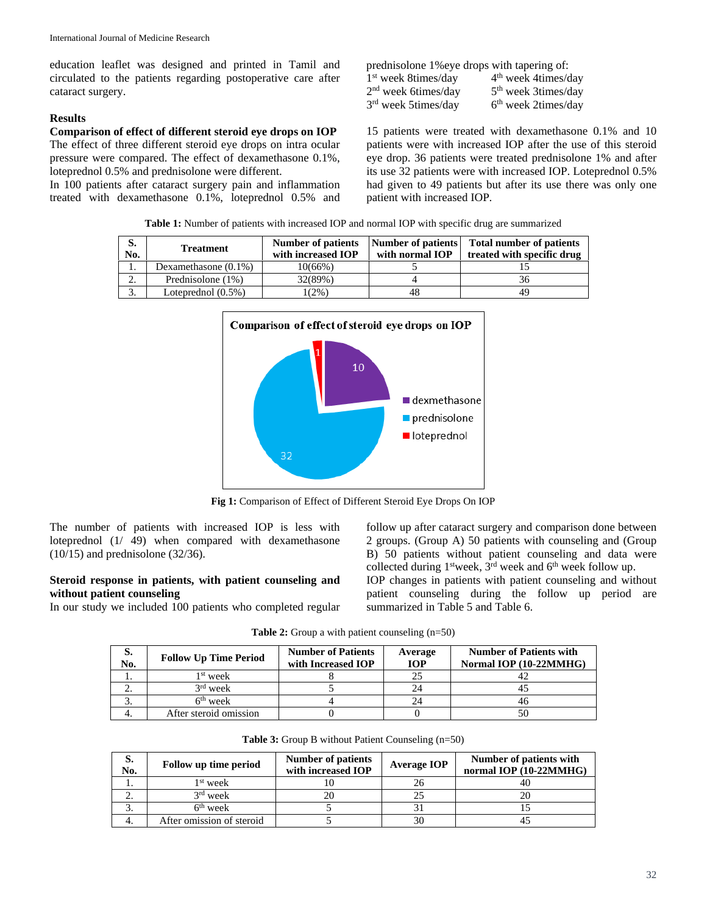education leaflet was designed and printed in Tamil and circulated to the patients regarding postoperative care after cataract surgery.

## Results

### Comparison of effect of different steroid eye drops on IOP

The effect of three different steroid eye drops on intra ocular pressure were compared. The effect of dexamethasone 0.1%, loteprednol 0.5% and prednisolone were different.

In 100 patients after cataract surgery pain and inflammation treated with dexamethasone 0.1%, loteprednol 0.5% and prednisolone 1%eye drops with tapering of:

1st week 8times/day  
2nd week 6times/day  
3rd week 5times/day  
4th week 4times/day  
5th week 3times/day  
6th week 2times/day

15 patients were treated with dexamethasone 0.1% and 10 patients were with increased IOP after the use of this steroid eye drop. 36 patients were treated prednisolone 1% and after its use 32 patients were with increased IOP. Loteprednol 0.5% had given to 49 patients but after its use there was only one patient with increased IOP.

**Table 1:** Number of patients with increased IOP and normal IOP with specific drug are summarized

| S. No. | Treatment | Number of patients with increased IOP | Number of patients with normal IOP | Total number of patients treated with specific drug |
|---|---|---|---|---|
| 1. | Dexamethasone (0.1%) | 10(66%) | 5 | 15 |
| 2. | Prednisolone (1%) | 32(89%) | 4 | 36 |
| 3. | Loteprednol (0.5%) | 1(2%) | 48 | 49 |

**Fig 1:** Comparison of Effect of Different Steroid Eye Drops On IOP

The number of patients with increased IOP is less with loteprednol (1/ 49) when compared with dexamethasone (10/15) and prednisolone (32/36).

### Steroid response in patients, with patient counseling and without patient counseling

In our study we included 100 patients who completed regular follow up after cataract surgery and comparison done between 2 groups. (Group A) 50 patients with counseling and (Group B) 50 patients without patient counseling and data were collected during 1stweek, 3rd week and 6th week follow up.

IOP changes in patients with patient counseling and without patient counseling during the follow up period are summarized in Table 5 and Table 6.

**Table 2:** Group a with patient counseling (n=50)

| S. No. | Follow Up Time Period | Number of Patients with Increased IOP | Average IOP | Number of Patients with Normal IOP (10-22MMHG) |
|---|---|---|---|---|
| 1. | 1st week | 8 | 25 | 42 |
| 2. | 3rd week | 5 | 24 | 45 |
| 3. | 6th week | 4 | 24 | 46 |
| 4. | After steroid omission | 0 | 0 | 50 |

**Table 3:** Group B without Patient Counseling (n=50)

| S. No. | Follow up time period | Number of patients with increased IOP | Average IOP | Number of patients with normal IOP (10-22MMHG) |
|---|---|---|---|---|
| 1. | 1st week | 10 | 26 | 40 |
| 2. | 3rd week | 20 | 25 | 20 |
| 3. | 6th week | 5 | 31 | 15 |
| 4. | After omission of steroid | 5 | 30 | 45 |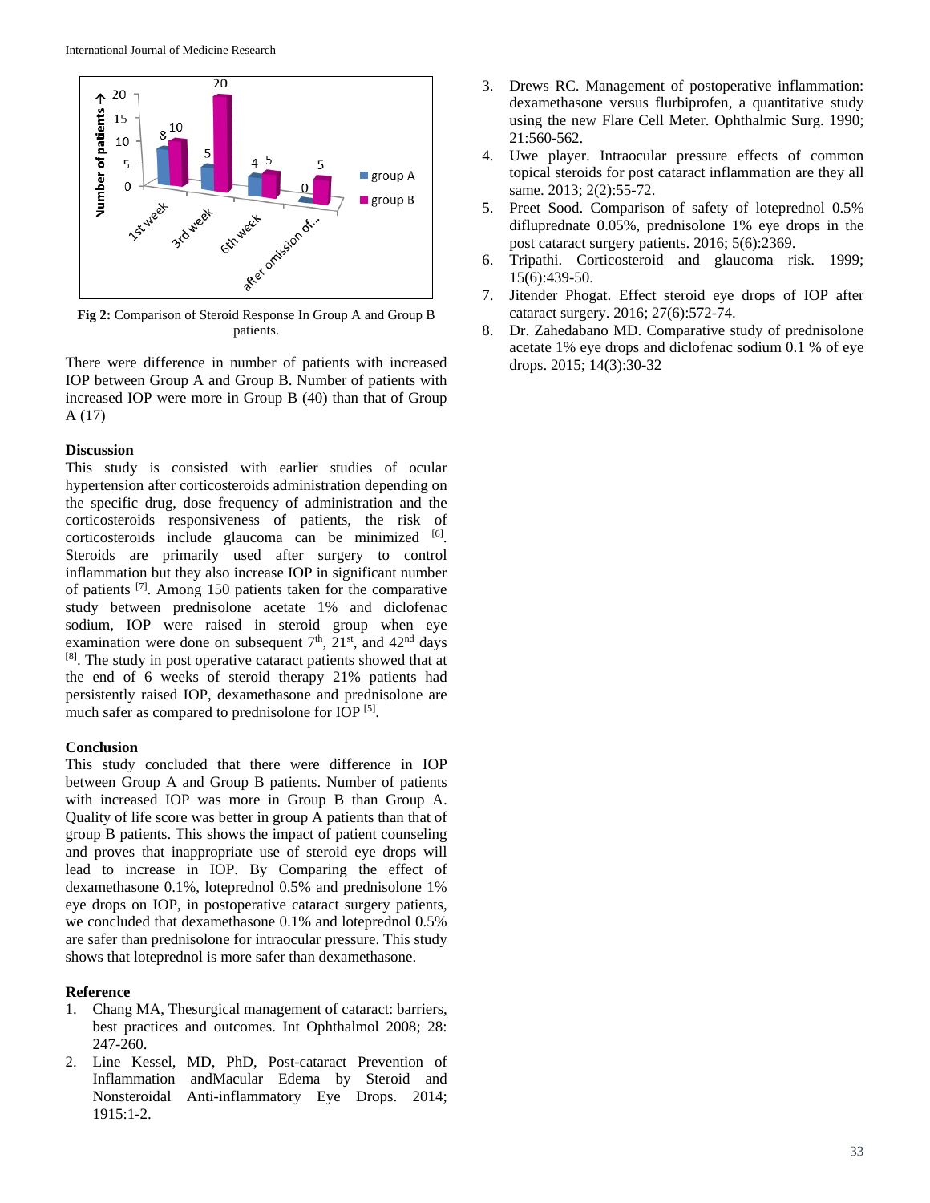20

15

10

5

0

Number of patients →

8 10

20

5

4 5

0

5

1st week

3rd week

6th week

after omission of...

group A

group B

**Fig 2:** Comparison of Steroid Response In Group A and Group B patients.

There were difference in number of patients with increased IOP between Group A and Group B. Number of patients with increased IOP were more in Group B (40) than that of Group A (17)

## Discussion

This study is consisted with earlier studies of ocular hypertension after corticosteroids administration depending on the specific drug, dose frequency of administration and the corticosteroids responsiveness of patients, the risk of corticosteroids include glaucoma can be minimized [6]. Steroids are primarily used after surgery to control inflammation but they also increase IOP in significant number of patients [7]. Among 150 patients taken for the comparative study between prednisolone acetate 1% and diclofenac sodium, IOP were raised in steroid group when eye examination were done on subsequent 7th, 21st, and 42nd days [8]. The study in post operative cataract patients showed that at the end of 6 weeks of steroid therapy 21% patients had persistently raised IOP, dexamethasone and prednisolone are much safer as compared to prednisolone for IOP [5].

## Conclusion

This study concluded that there were difference in IOP between Group A and Group B patients. Number of patients with increased IOP was more in Group B than Group A. Quality of life score was better in group A patients than that of group B patients. This shows the impact of patient counseling and proves that inappropriate use of steroid eye drops will lead to increase in IOP. By Comparing the effect of dexamethasone 0.1%, loteprednol 0.5% and prednisolone 1% eye drops on IOP, in postoperative cataract surgery patients, we concluded that dexamethasone 0.1% and loteprednol 0.5% are safer than prednisolone for intraocular pressure. This study shows that loteprednol is more safer than dexamethasone.

## Reference

1. Chang MA, Thesurgical management of cataract: barriers, best practices and outcomes. Int Ophthalmol 2008; 28: 247-260.
2. Line Kessel, MD, PhD, Post-cataract Prevention of Inflammation andMacular Edema by Steroid and Nonsteroidal Anti-inflammatory Eye Drops. 2014; 1915:1-2.
3. Drews RC. Management of postoperative inflammation: dexamethasone versus flurbiprofen, a quantitative study using the new Flare Cell Meter. Ophthalmic Surg. 1990; 21:560-562.
4. Uwe player. Intraocular pressure effects of common topical steroids for post cataract inflammation are they all same. 2013; 2(2):55-72.
5. Preet Sood. Comparison of safety of loteprednol 0.5% difluprednate 0.05%, prednisolone 1% eye drops in the post cataract surgery patients. 2016; 5(6):2369.
6. Tripathi. Corticosteroid and glaucoma risk. 1999; 15(6):439-50.
7. Jitender Phogat. Effect steroid eye drops of IOP after cataract surgery. 2016; 27(6):572-74.
8. Dr. Zahedabano MD. Comparative study of prednisolone acetate 1% eye drops and diclofenac sodium 0.1 % of eye drops. 2015; 14(3):30-32